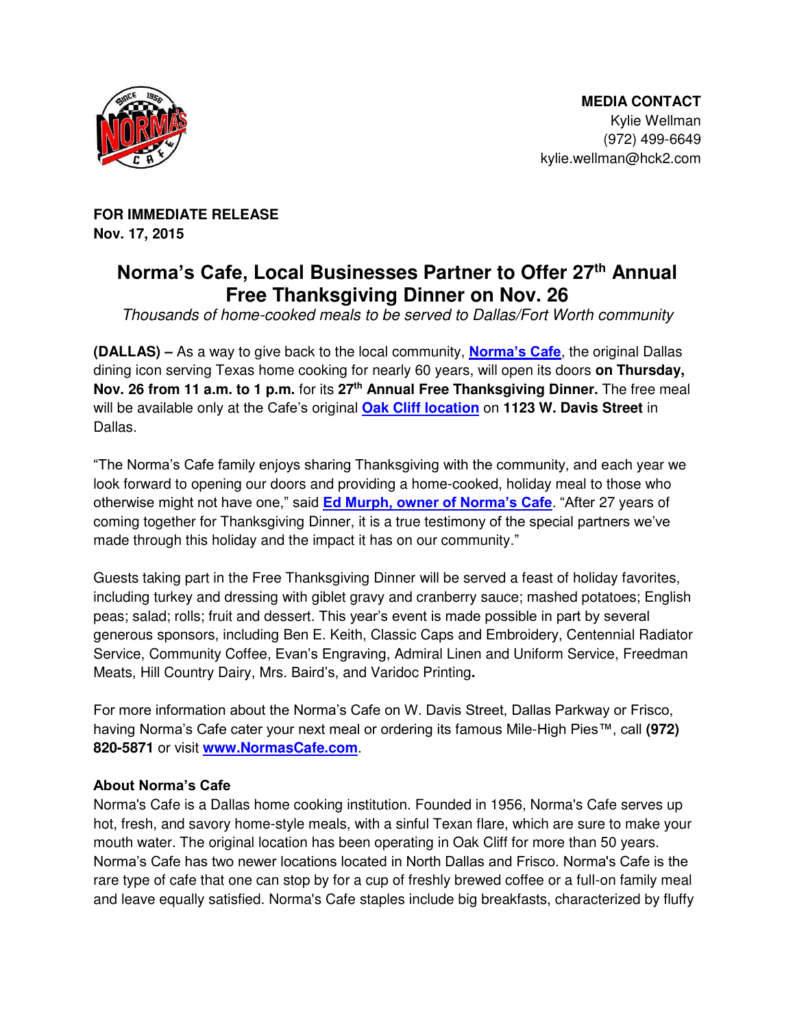**MEDIA CONTACT**
Kylie Wellman
(972) 499-6649
kylie.wellman@hck2.com

**FOR IMMEDIATE RELEASE**
**Nov. 17, 2015**

# Norma's Cafe, Local Businesses Partner to Offer 27th Annual Free Thanksgiving Dinner on Nov. 26

*Thousands of home-cooked meals to be served to Dallas/Fort Worth community*

**(DALLAS) –** As a way to give back to the local community, **Norma's Cafe**, the original Dallas dining icon serving Texas home cooking for nearly 60 years, will open its doors **on Thursday, Nov. 26 from 11 a.m. to 1 p.m.** for its **27th Annual Free Thanksgiving Dinner.** The free meal will be available only at the Cafe's original **Oak Cliff location** on **1123 W. Davis Street** in Dallas.

"The Norma's Cafe family enjoys sharing Thanksgiving with the community, and each year we look forward to opening our doors and providing a home-cooked, holiday meal to those who otherwise might not have one," said **Ed Murph, owner of Norma's Cafe**. "After 27 years of coming together for Thanksgiving Dinner, it is a true testimony of the special partners we've made through this holiday and the impact it has on our community."

Guests taking part in the Free Thanksgiving Dinner will be served a feast of holiday favorites, including turkey and dressing with giblet gravy and cranberry sauce; mashed potatoes; English peas; salad; rolls; fruit and dessert. This year's event is made possible in part by several generous sponsors, including Ben E. Keith, Classic Caps and Embroidery, Centennial Radiator Service, Community Coffee, Evan's Engraving, Admiral Linen and Uniform Service, Freedman Meats, Hill Country Dairy, Mrs. Baird's, and Varidoc Printing**.**

For more information about the Norma's Cafe on W. Davis Street, Dallas Parkway or Frisco, having Norma's Cafe cater your next meal or ordering its famous Mile-High Pies™, call **(972) 820-5871** or visit **www.NormasCafe.com**.

**About Norma's Cafe**

Norma's Cafe is a Dallas home cooking institution. Founded in 1956, Norma's Cafe serves up hot, fresh, and savory home-style meals, with a sinful Texan flare, which are sure to make your mouth water. The original location has been operating in Oak Cliff for more than 50 years. Norma's Cafe has two newer locations located in North Dallas and Frisco. Norma's Cafe is the rare type of cafe that one can stop by for a cup of freshly brewed coffee or a full-on family meal and leave equally satisfied. Norma's Cafe staples include big breakfasts, characterized by fluffy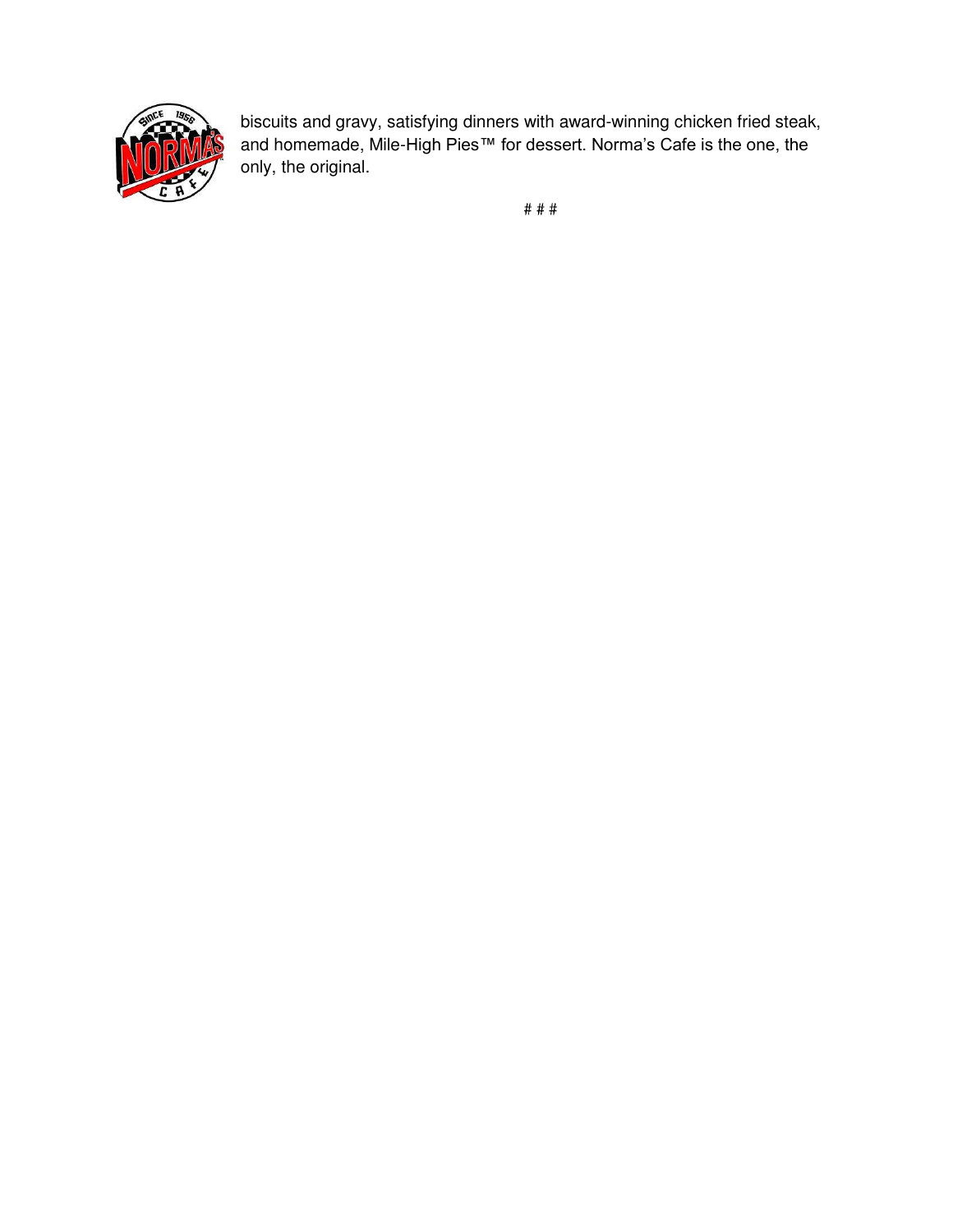biscuits and gravy, satisfying dinners with award-winning chicken fried steak, and homemade, Mile-High Pies™ for dessert. Norma's Cafe is the one, the only, the original.

# # #